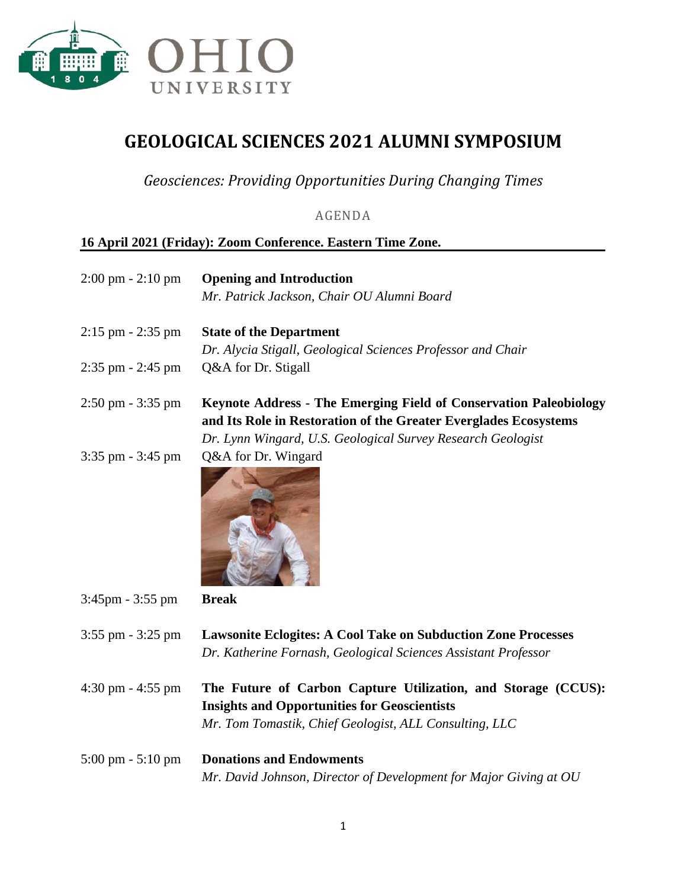# GEOLOGICAL SCIENCES 2021 ALUMNI SYMPOSIUM

*Geosciences: Providing Opportunities During Changing Times*

AGENDA

**16 April 2021 (Friday): Zoom Conference. Eastern Time Zone.**

2:00 pm - 2:10 pm **Opening and Introduction**
*Mr. Patrick Jackson, Chair OU Alumni Board*

2:15 pm - 2:35 pm **State of the Department**
*Dr. Alycia Stigall, Geological Sciences Professor and Chair*

2:35 pm - 2:45 pm Q&A for Dr. Stigall

2:50 pm - 3:35 pm **Keynote Address - The Emerging Field of Conservation Paleobiology and Its Role in Restoration of the Greater Everglades Ecosystems**
*Dr. Lynn Wingard, U.S. Geological Survey Research Geologist*

3:35 pm - 3:45 pm Q&A for Dr. Wingard

3:45pm - 3:55 pm **Break**

3:55 pm - 3:25 pm **Lawsonite Eclogites: A Cool Take on Subduction Zone Processes**
*Dr. Katherine Fornash, Geological Sciences Assistant Professor*

4:30 pm - 4:55 pm **The Future of Carbon Capture Utilization, and Storage (CCUS): Insights and Opportunities for Geoscientists**
*Mr. Tom Tomastik, Chief Geologist, ALL Consulting, LLC*

5:00 pm - 5:10 pm **Donations and Endowments**
*Mr. David Johnson, Director of Development for Major Giving at OU*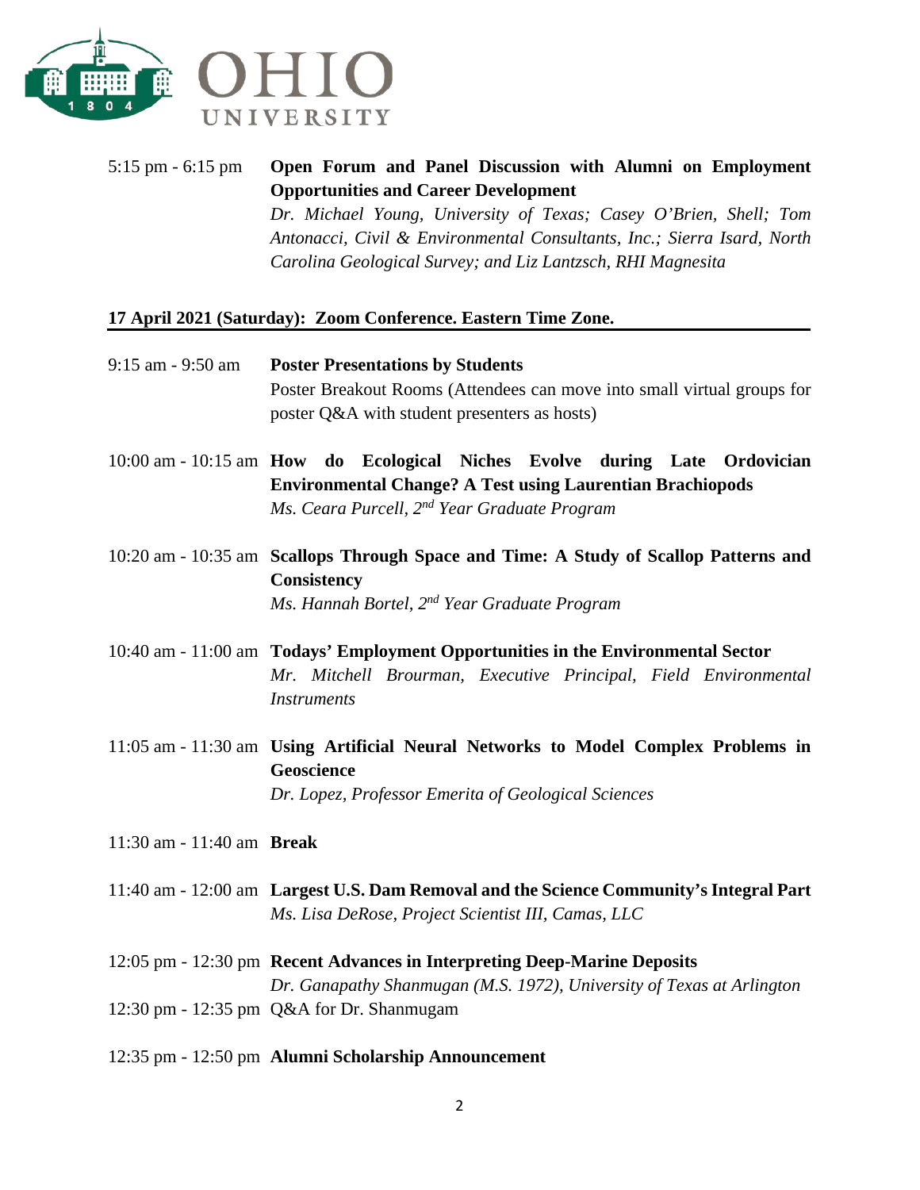5:15 pm - 6:15 pm **Open Forum and Panel Discussion with Alumni on Employment Opportunities and Career Development**
*Dr. Michael Young, University of Texas; Casey O'Brien, Shell; Tom Antonacci, Civil & Environmental Consultants, Inc.; Sierra Isard, North Carolina Geological Survey; and Liz Lantzsch, RHI Magnesita*

## 17 April 2021 (Saturday): Zoom Conference. Eastern Time Zone.

9:15 am - 9:50 am **Poster Presentations by Students**
Poster Breakout Rooms (Attendees can move into small virtual groups for poster Q&A with student presenters as hosts)

10:00 am - 10:15 am **How do Ecological Niches Evolve during Late Ordovician Environmental Change? A Test using Laurentian Brachiopods**
*Ms. Ceara Purcell, 2nd Year Graduate Program*

10:20 am - 10:35 am **Scallops Through Space and Time: A Study of Scallop Patterns and Consistency**
*Ms. Hannah Bortel, 2nd Year Graduate Program*

10:40 am - 11:00 am **Todays' Employment Opportunities in the Environmental Sector**
*Mr. Mitchell Brourman, Executive Principal, Field Environmental Instruments*

11:05 am - 11:30 am **Using Artificial Neural Networks to Model Complex Problems in Geoscience**
*Dr. Lopez, Professor Emerita of Geological Sciences*

11:30 am - 11:40 am **Break**

11:40 am - 12:00 am **Largest U.S. Dam Removal and the Science Community's Integral Part**
*Ms. Lisa DeRose, Project Scientist III, Camas, LLC*

12:05 pm - 12:30 pm **Recent Advances in Interpreting Deep-Marine Deposits**
*Dr. Ganapathy Shanmugan (M.S. 1972), University of Texas at Arlington*

12:30 pm - 12:35 pm Q&A for Dr. Shanmugam

12:35 pm - 12:50 pm **Alumni Scholarship Announcement**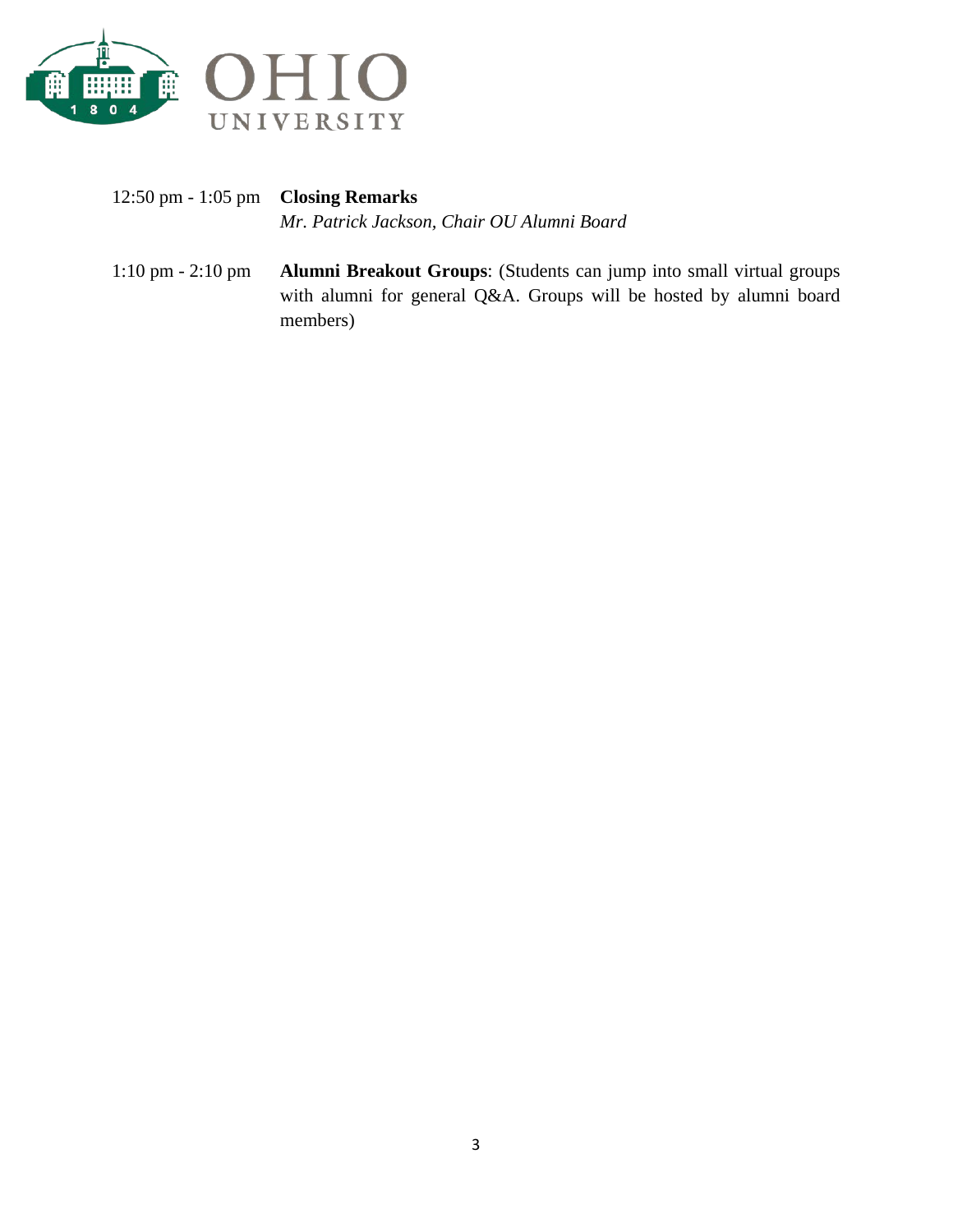12:50 pm - 1:05 pm **Closing Remarks**
*Mr. Patrick Jackson, Chair OU Alumni Board*

1:10 pm - 2:10 pm **Alumni Breakout Groups**: (Students can jump into small virtual groups with alumni for general Q&A. Groups will be hosted by alumni board members)